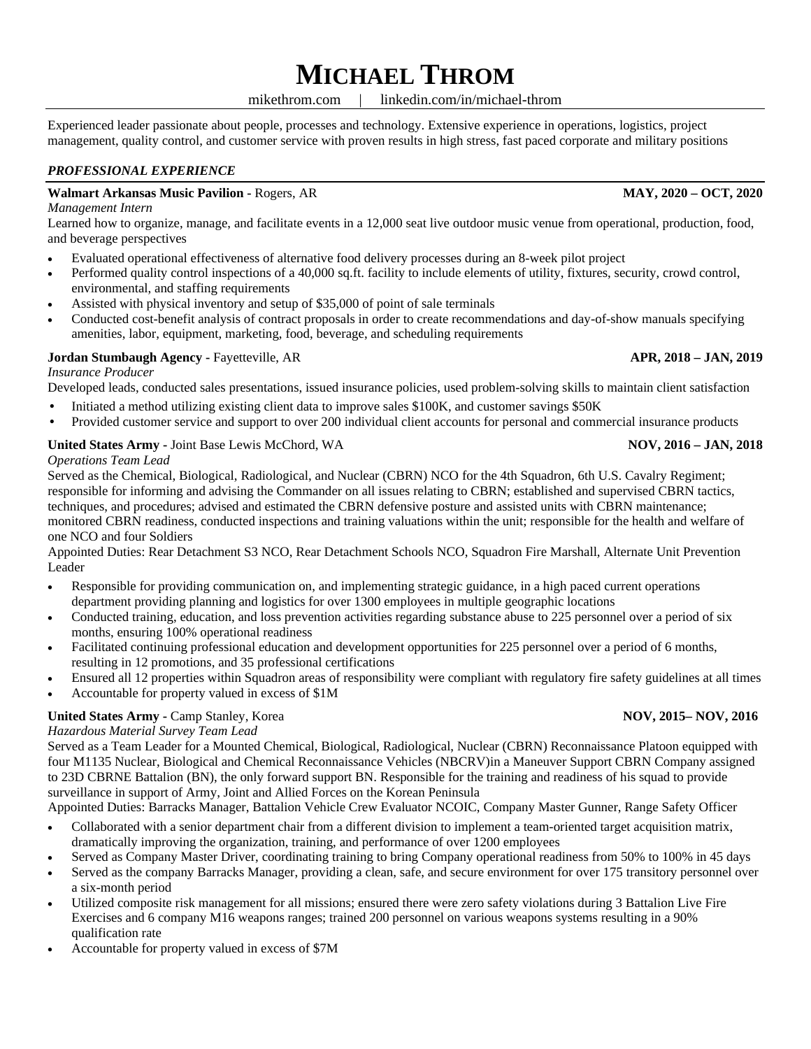# MICHAEL THROM

mikethrom.com | linkedin.com/in/michael-throm

Experienced leader passionate about people, processes and technology. Extensive experience in operations, logistics, project management, quality control, and customer service with proven results in high stress, fast paced corporate and military positions

## *PROFESSIONAL EXPERIENCE*

**Walmart Arkansas Music Pavilion -** Rogers, AR **MAY, 2020 – OCT, 2020**

*Management Intern*

Learned how to organize, manage, and facilitate events in a 12,000 seat live outdoor music venue from operational, production, food, and beverage perspectives

- Evaluated operational effectiveness of alternative food delivery processes during an 8-week pilot project
- Performed quality control inspections of a 40,000 sq.ft. facility to include elements of utility, fixtures, security, crowd control, environmental, and staffing requirements
- Assisted with physical inventory and setup of $35,000 of point of sale terminals
- Conducted cost-benefit analysis of contract proposals in order to create recommendations and day-of-show manuals specifying amenities, labor, equipment, marketing, food, beverage, and scheduling requirements

**Jordan Stumbaugh Agency -** Fayetteville, AR **APR, 2018 – JAN, 2019**

*Insurance Producer*

Developed leads, conducted sales presentations, issued insurance policies, used problem-solving skills to maintain client satisfaction

- Initiated a method utilizing existing client data to improve sales $100K, and customer savings $50K
- Provided customer service and support to over 200 individual client accounts for personal and commercial insurance products

**United States Army -** Joint Base Lewis McChord, WA **NOV, 2016 – JAN, 2018**

*Operations Team Lead*

Served as the Chemical, Biological, Radiological, and Nuclear (CBRN) NCO for the 4th Squadron, 6th U.S. Cavalry Regiment; responsible for informing and advising the Commander on all issues relating to CBRN; established and supervised CBRN tactics, techniques, and procedures; advised and estimated the CBRN defensive posture and assisted units with CBRN maintenance; monitored CBRN readiness, conducted inspections and training valuations within the unit; responsible for the health and welfare of one NCO and four Soldiers

Appointed Duties: Rear Detachment S3 NCO, Rear Detachment Schools NCO, Squadron Fire Marshall, Alternate Unit Prevention Leader

- Responsible for providing communication on, and implementing strategic guidance, in a high paced current operations department providing planning and logistics for over 1300 employees in multiple geographic locations
- Conducted training, education, and loss prevention activities regarding substance abuse to 225 personnel over a period of six months, ensuring 100% operational readiness
- Facilitated continuing professional education and development opportunities for 225 personnel over a period of 6 months, resulting in 12 promotions, and 35 professional certifications
- Ensured all 12 properties within Squadron areas of responsibility were compliant with regulatory fire safety guidelines at all times
- Accountable for property valued in excess of $1M

**United States Army -** Camp Stanley, Korea **NOV, 2015– NOV, 2016**

*Hazardous Material Survey Team Lead*

Served as a Team Leader for a Mounted Chemical, Biological, Radiological, Nuclear (CBRN) Reconnaissance Platoon equipped with four M1135 Nuclear, Biological and Chemical Reconnaissance Vehicles (NBCRV)in a Maneuver Support CBRN Company assigned to 23D CBRNE Battalion (BN), the only forward support BN. Responsible for the training and readiness of his squad to provide surveillance in support of Army, Joint and Allied Forces on the Korean Peninsula

Appointed Duties: Barracks Manager, Battalion Vehicle Crew Evaluator NCOIC, Company Master Gunner, Range Safety Officer

- Collaborated with a senior department chair from a different division to implement a team-oriented target acquisition matrix, dramatically improving the organization, training, and performance of over 1200 employees
- Served as Company Master Driver, coordinating training to bring Company operational readiness from 50% to 100% in 45 days
- Served as the company Barracks Manager, providing a clean, safe, and secure environment for over 175 transitory personnel over a six-month period
- Utilized composite risk management for all missions; ensured there were zero safety violations during 3 Battalion Live Fire Exercises and 6 company M16 weapons ranges; trained 200 personnel on various weapons systems resulting in a 90% qualification rate
- Accountable for property valued in excess of $7M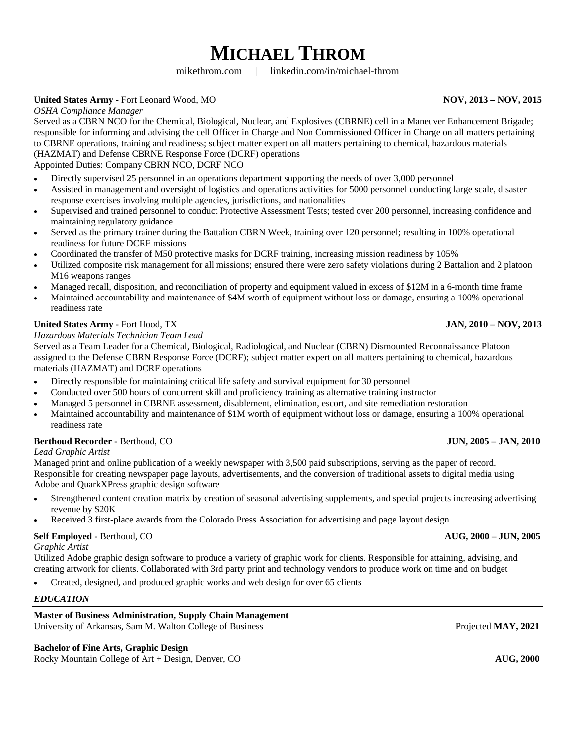# MICHAEL THROM

mikethrom.com | linkedin.com/in/michael-throm

**United States Army** - Fort Leonard Wood, MO **NOV, 2013 – NOV, 2015**

*OSHA Compliance Manager*

Served as a CBRN NCO for the Chemical, Biological, Nuclear, and Explosives (CBRNE) cell in a Maneuver Enhancement Brigade; responsible for informing and advising the cell Officer in Charge and Non Commissioned Officer in Charge on all matters pertaining to CBRNE operations, training and readiness; subject matter expert on all matters pertaining to chemical, hazardous materials (HAZMAT) and Defense CBRNE Response Force (DCRF) operations

Appointed Duties: Company CBRN NCO, DCRF NCO

- Directly supervised 25 personnel in an operations department supporting the needs of over 3,000 personnel
- Assisted in management and oversight of logistics and operations activities for 5000 personnel conducting large scale, disaster response exercises involving multiple agencies, jurisdictions, and nationalities
- Supervised and trained personnel to conduct Protective Assessment Tests; tested over 200 personnel, increasing confidence and maintaining regulatory guidance
- Served as the primary trainer during the Battalion CBRN Week, training over 120 personnel; resulting in 100% operational readiness for future DCRF missions
- Coordinated the transfer of M50 protective masks for DCRF training, increasing mission readiness by 105%
- Utilized composite risk management for all missions; ensured there were zero safety violations during 2 Battalion and 2 platoon M16 weapons ranges
- Managed recall, disposition, and reconciliation of property and equipment valued in excess of $12M in a 6-month time frame
- Maintained accountability and maintenance of $4M worth of equipment without loss or damage, ensuring a 100% operational readiness rate

**United States Army** - Fort Hood, TX **JAN, 2010 – NOV, 2013**

*Hazardous Materials Technician Team Lead*

Served as a Team Leader for a Chemical, Biological, Radiological, and Nuclear (CBRN) Dismounted Reconnaissance Platoon assigned to the Defense CBRN Response Force (DCRF); subject matter expert on all matters pertaining to chemical, hazardous materials (HAZMAT) and DCRF operations

- Directly responsible for maintaining critical life safety and survival equipment for 30 personnel
- Conducted over 500 hours of concurrent skill and proficiency training as alternative training instructor
- Managed 5 personnel in CBRNE assessment, disablement, elimination, escort, and site remediation restoration
- Maintained accountability and maintenance of $1M worth of equipment without loss or damage, ensuring a 100% operational readiness rate

**Berthoud Recorder** - Berthoud, CO **JUN, 2005 – JAN, 2010**

*Lead Graphic Artist*

Managed print and online publication of a weekly newspaper with 3,500 paid subscriptions, serving as the paper of record. Responsible for creating newspaper page layouts, advertisements, and the conversion of traditional assets to digital media using Adobe and QuarkXPress graphic design software

- Strengthened content creation matrix by creation of seasonal advertising supplements, and special projects increasing advertising revenue by $20K
- Received 3 first-place awards from the Colorado Press Association for advertising and page layout design

**Self Employed** - Berthoud, CO **AUG, 2000 – JUN, 2005**

*Graphic Artist*

Utilized Adobe graphic design software to produce a variety of graphic work for clients. Responsible for attaining, advising, and creating artwork for clients. Collaborated with 3rd party print and technology vendors to produce work on time and on budget

- Created, designed, and produced graphic works and web design for over 65 clients

## *EDUCATION*

**Master of Business Administration, Supply Chain Management**
University of Arkansas, Sam M. Walton College of Business Projected **MAY, 2021**

**Bachelor of Fine Arts, Graphic Design**
Rocky Mountain College of Art + Design, Denver, CO **AUG, 2000**